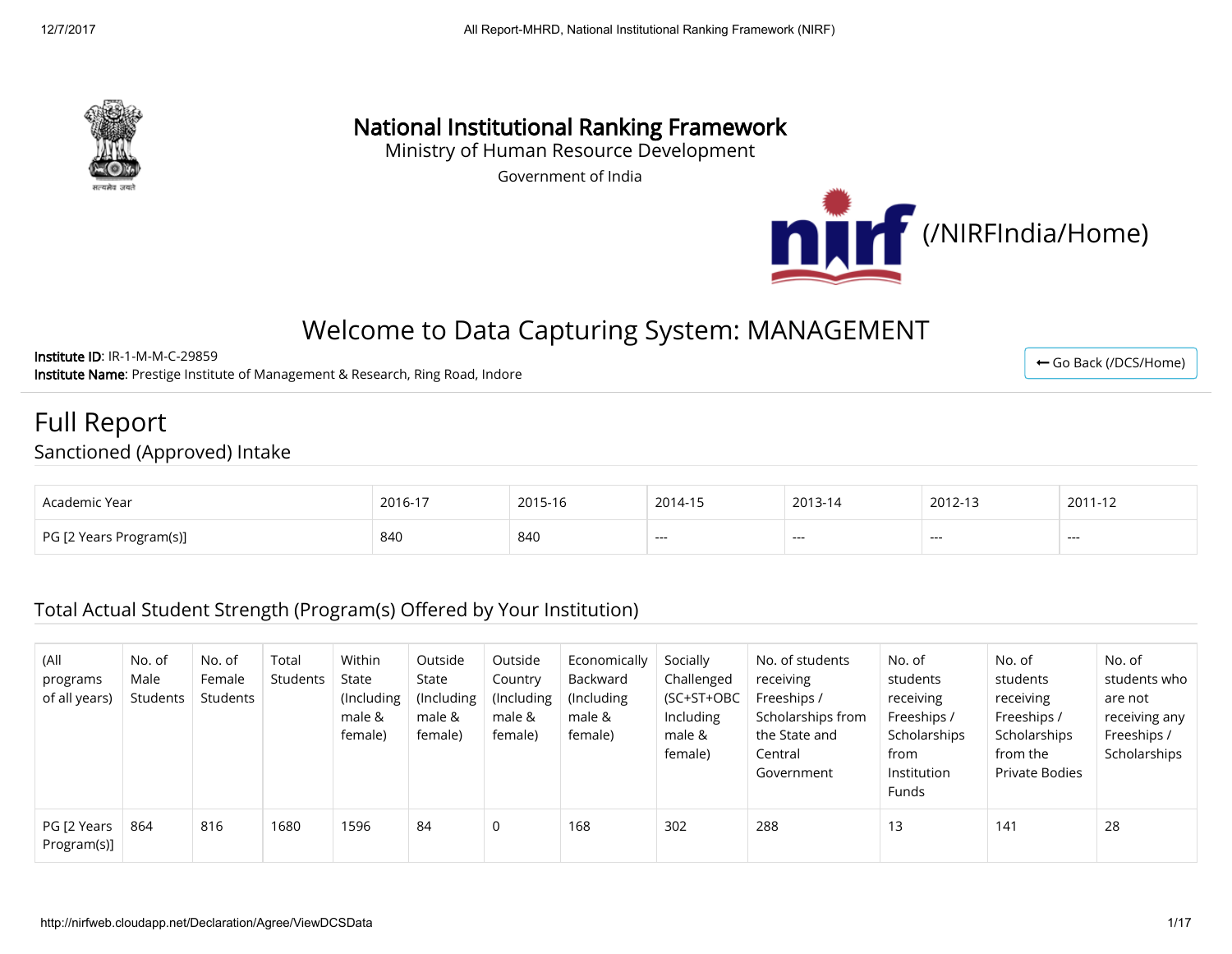# National Institutional Ranking Framework

Ministry of Human Resource Development

Government of India

(/NIRFIndia/Home)

## Welcome to Data Capturing System: MANAGEMENT

**Institute ID**: IR-1-M-M-C-29859
**Institute Name**: Prestige Institute of Management & Research, Ring Road, Indore

Go Back (/DCS/Home)

# Full Report

## Sanctioned (Approved) Intake

| Academic Year | 2016-17 | 2015-16 | 2014-15 | 2013-14 | 2012-13 | 2011-12 |
|---|---|---|---|---|---|---|
| PG [2 Years Program(s)] | 840 | 840 | --- | --- | --- | --- |

## Total Actual Student Strength (Program(s) Offered by Your Institution)

| (All programs of all years) | No. of Male Students | No. of Female Students | Total Students | Within State (Including male & female) | Outside State (Including male & female) | Outside Country (Including male & female) | Economically Backward (Including male & female) | Socially Challenged (SC+ST+OBC Including male & female) | No. of students receiving Freeships / Scholarships from the State and Central Government | No. of students receiving Freeships / Scholarships from Institution Funds | No. of students receiving Freeships / Scholarships from the Private Bodies | No. of students who are not receiving any Freeships / Scholarships |
|---|---|---|---|---|---|---|---|---|---|---|---|---|
| PG [2 Years Program(s)] | 864 | 816 | 1680 | 1596 | 84 | 0 | 168 | 302 | 288 | 13 | 141 | 28 |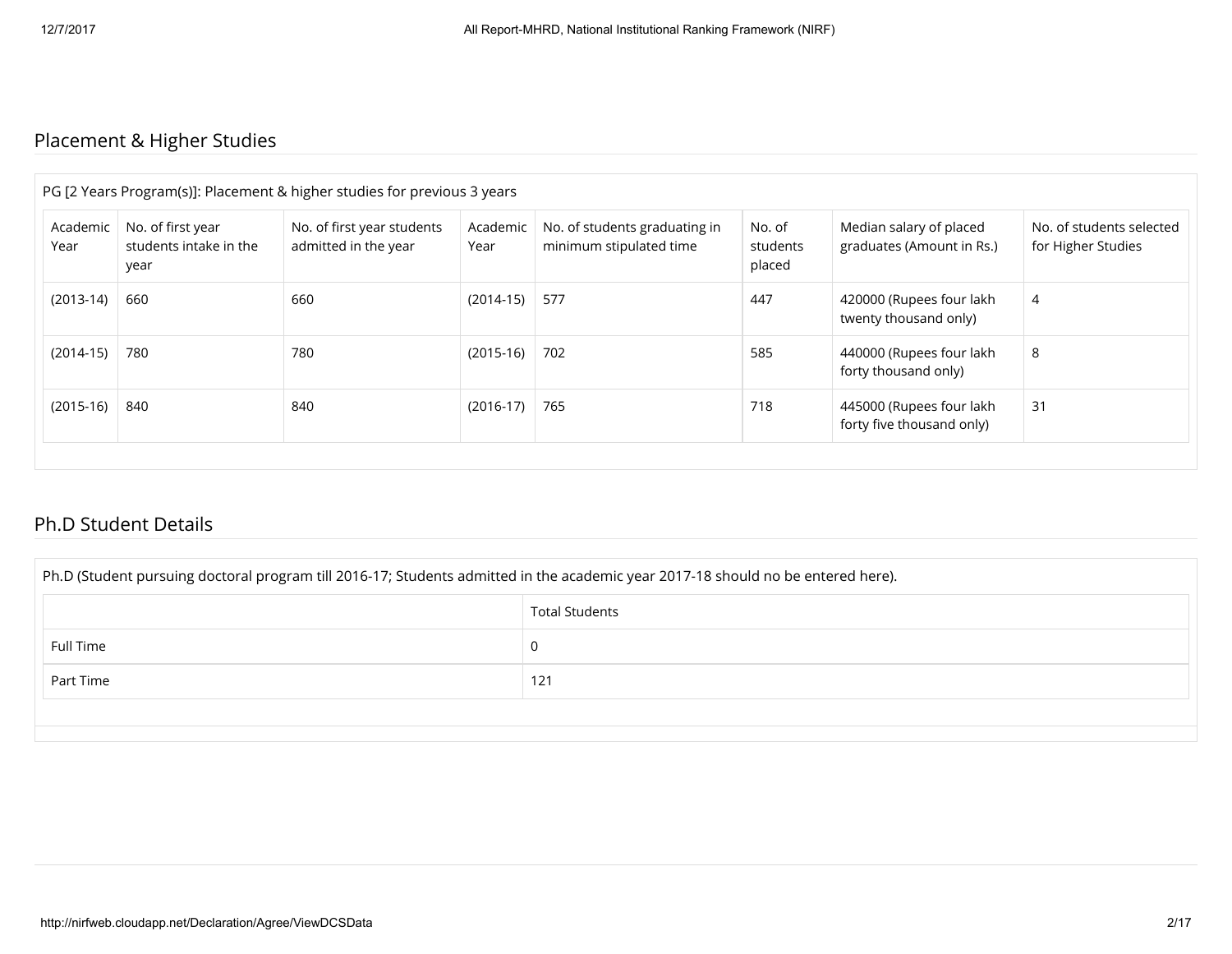## Placement & Higher Studies

PG [2 Years Program(s)]: Placement & higher studies for previous 3 years

| Academic Year | No. of first year students intake in the year | No. of first year students admitted in the year | Academic Year | No. of students graduating in minimum stipulated time | No. of students placed | Median salary of placed graduates (Amount in Rs.) | No. of students selected for Higher Studies |
|---|---|---|---|---|---|---|---|
| (2013-14) | 660 | 660 | (2014-15) | 577 | 447 | 420000 (Rupees four lakh twenty thousand only) | 4 |
| (2014-15) | 780 | 780 | (2015-16) | 702 | 585 | 440000 (Rupees four lakh forty thousand only) | 8 |
| (2015-16) | 840 | 840 | (2016-17) | 765 | 718 | 445000 (Rupees four lakh forty five thousand only) | 31 |

## Ph.D Student Details

Ph.D (Student pursuing doctoral program till 2016-17; Students admitted in the academic year 2017-18 should no be entered here).

| | Total Students |
|---|---|
| Full Time | 0 |
| Part Time | 121 |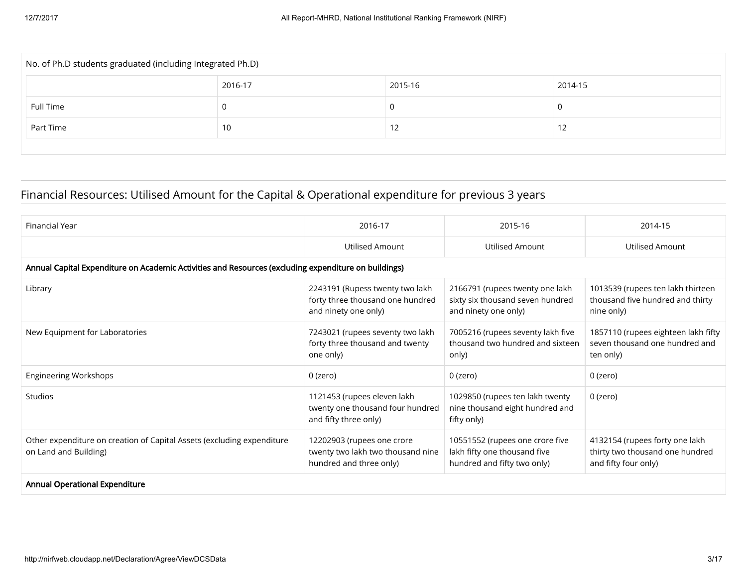No. of Ph.D students graduated (including Integrated Ph.D)

| | 2016-17 | 2015-16 | 2014-15 |
|---|---|---|---|
| Full Time | 0 | 0 | 0 |
| Part Time | 10 | 12 | 12 |

## Financial Resources: Utilised Amount for the Capital & Operational expenditure for previous 3 years

| Financial Year | 2016-17 | 2015-16 | 2014-15 |
|---|---|---|---|
| | Utilised Amount | Utilised Amount | Utilised Amount |
| **Annual Capital Expenditure on Academic Activities and Resources (excluding expenditure on buildings)** | | | |
| Library | 2243191 (Rupess twenty two lakh forty three thousand one hundred and ninety one only) | 2166791 (rupees twenty one lakh sixty six thousand seven hundred and ninety one only) | 1013539 (rupees ten lakh thirteen thousand five hundred and thirty nine only) |
| New Equipment for Laboratories | 7243021 (rupees seventy two lakh forty three thousand and twenty one only) | 7005216 (rupees seventy lakh five thousand two hundred and sixteen only) | 1857110 (rupees eighteen lakh fifty seven thousand one hundred and ten only) |
| Engineering Workshops | 0 (zero) | 0 (zero) | 0 (zero) |
| Studios | 1121453 (rupees eleven lakh twenty one thousand four hundred and fifty three only) | 1029850 (rupees ten lakh twenty nine thousand eight hundred and fifty only) | 0 (zero) |
| Other expenditure on creation of Capital Assets (excluding expenditure on Land and Building) | 12202903 (rupees one crore twenty two lakh two thousand nine hundred and three only) | 10551552 (rupees one crore five lakh fifty one thousand five hundred and fifty two only) | 4132154 (rupees forty one lakh thirty two thousand one hundred and fifty four only) |
| **Annual Operational Expenditure** | | | |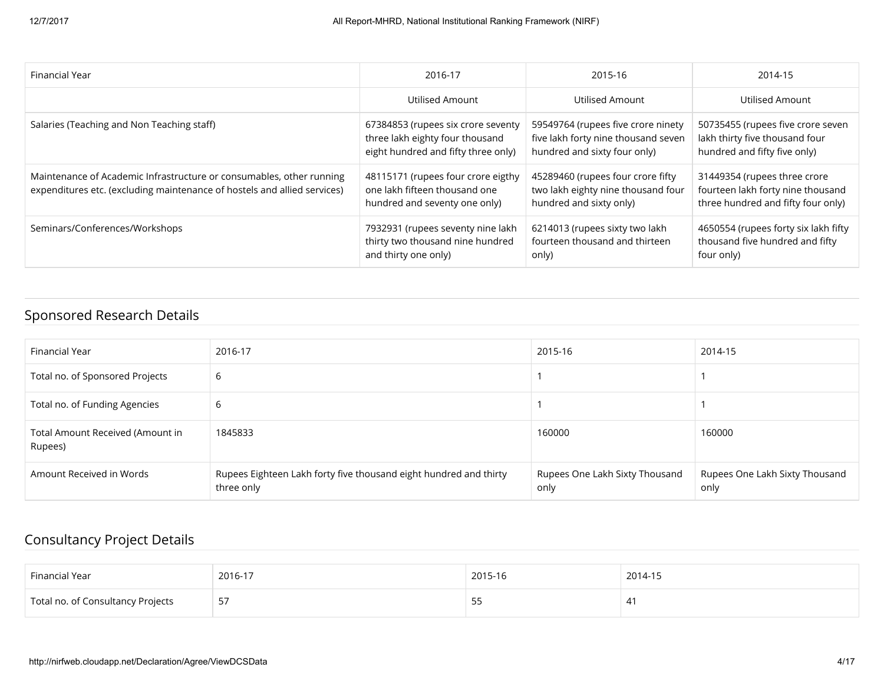| Financial Year | 2016-17 | 2015-16 | 2014-15 |
|---|---|---|---|
| | Utilised Amount | Utilised Amount | Utilised Amount |
| Salaries (Teaching and Non Teaching staff) | 67384853 (rupees six crore seventy three lakh eighty four thousand eight hundred and fifty three only) | 59549764 (rupees five crore ninety five lakh forty nine thousand seven hundred and sixty four only) | 50735455 (rupees five crore seven lakh thirty five thousand four hundred and fifty five only) |
| Maintenance of Academic Infrastructure or consumables, other running expenditures etc. (excluding maintenance of hostels and allied services) | 48115171 (rupees four crore eigthy one lakh fifteen thousand one hundred and seventy one only) | 45289460 (rupees four crore fifty two lakh eighty nine thousand four hundred and sixty only) | 31449354 (rupees three crore fourteen lakh forty nine thousand three hundred and fifty four only) |
| Seminars/Conferences/Workshops | 7932931 (rupees seventy nine lakh thirty two thousand nine hundred and thirty one only) | 6214013 (rupees sixty two lakh fourteen thousand and thirteen only) | 4650554 (rupees forty six lakh fifty thousand five hundred and fifty four only) |

## Sponsored Research Details

| Financial Year | 2016-17 | 2015-16 | 2014-15 |
|---|---|---|---|
| Total no. of Sponsored Projects | 6 | 1 | 1 |
| Total no. of Funding Agencies | 6 | 1 | 1 |
| Total Amount Received (Amount in Rupees) | 1845833 | 160000 | 160000 |
| Amount Received in Words | Rupees Eighteen Lakh forty five thousand eight hundred and thirty three only | Rupees One Lakh Sixty Thousand only | Rupees One Lakh Sixty Thousand only |

## Consultancy Project Details

| Financial Year | 2016-17 | 2015-16 | 2014-15 |
|---|---|---|---|
| Total no. of Consultancy Projects | 57 | 55 | 41 |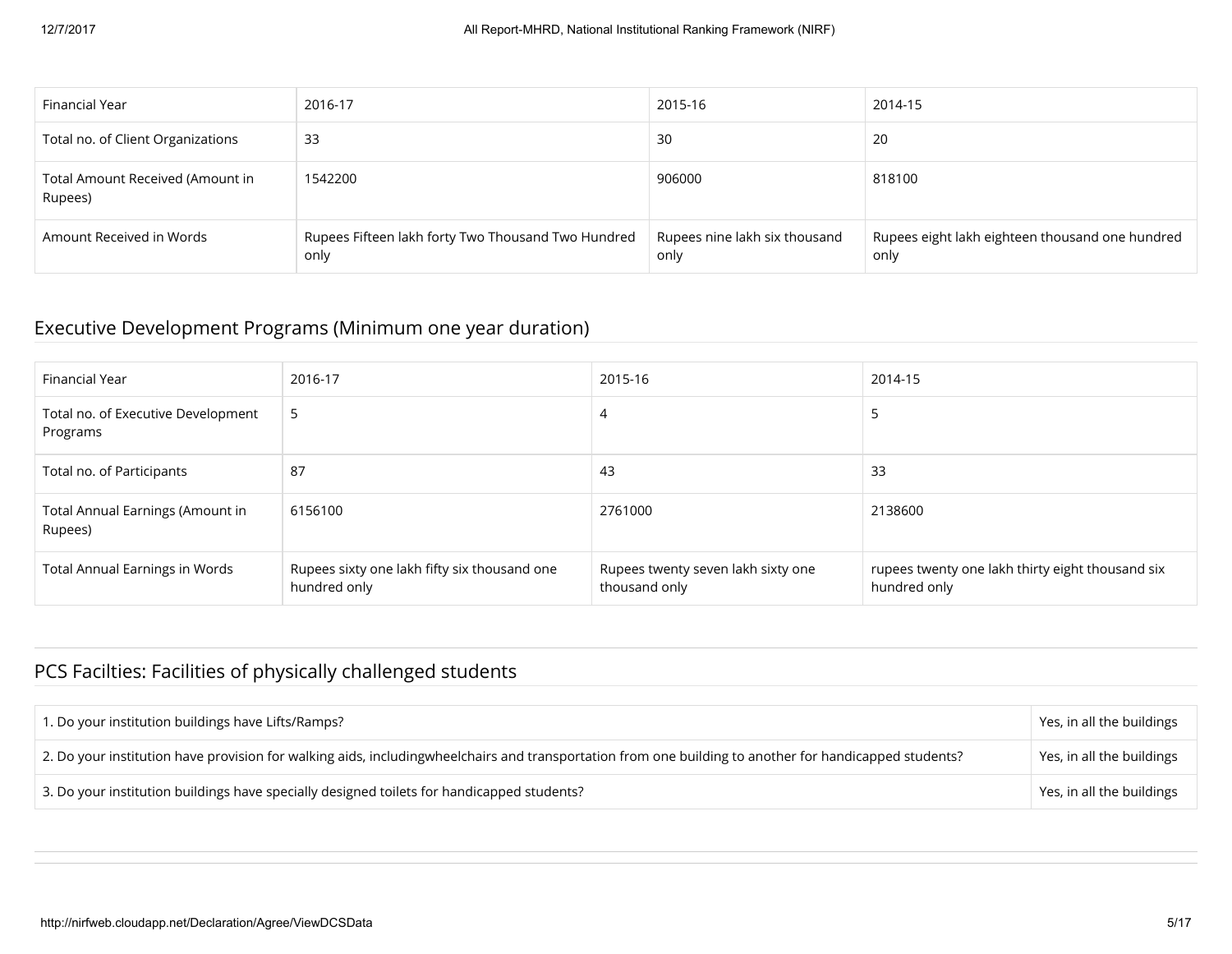| Financial Year | 2016-17 | 2015-16 | 2014-15 |
|---|---|---|---|
| Total no. of Client Organizations | 33 | 30 | 20 |
| Total Amount Received (Amount in Rupees) | 1542200 | 906000 | 818100 |
| Amount Received in Words | Rupees Fifteen lakh forty Two Thousand Two Hundred only | Rupees nine lakh six thousand only | Rupees eight lakh eighteen thousand one hundred only |

## Executive Development Programs (Minimum one year duration)

| Financial Year | 2016-17 | 2015-16 | 2014-15 |
|---|---|---|---|
| Total no. of Executive Development Programs | 5 | 4 | 5 |
| Total no. of Participants | 87 | 43 | 33 |
| Total Annual Earnings (Amount in Rupees) | 6156100 | 2761000 | 2138600 |
| Total Annual Earnings in Words | Rupees sixty one lakh fifty six thousand one hundred only | Rupees twenty seven lakh sixty one thousand only | rupees twenty one lakh thirty eight thousand six hundred only |

## PCS Facilties: Facilities of physically challenged students

| | |
|---|---|
| 1. Do your institution buildings have Lifts/Ramps? | Yes, in all the buildings |
| 2. Do your institution have provision for walking aids, includingwheelchairs and transportation from one building to another for handicapped students? | Yes, in all the buildings |
| 3. Do your institution buildings have specially designed toilets for handicapped students? | Yes, in all the buildings |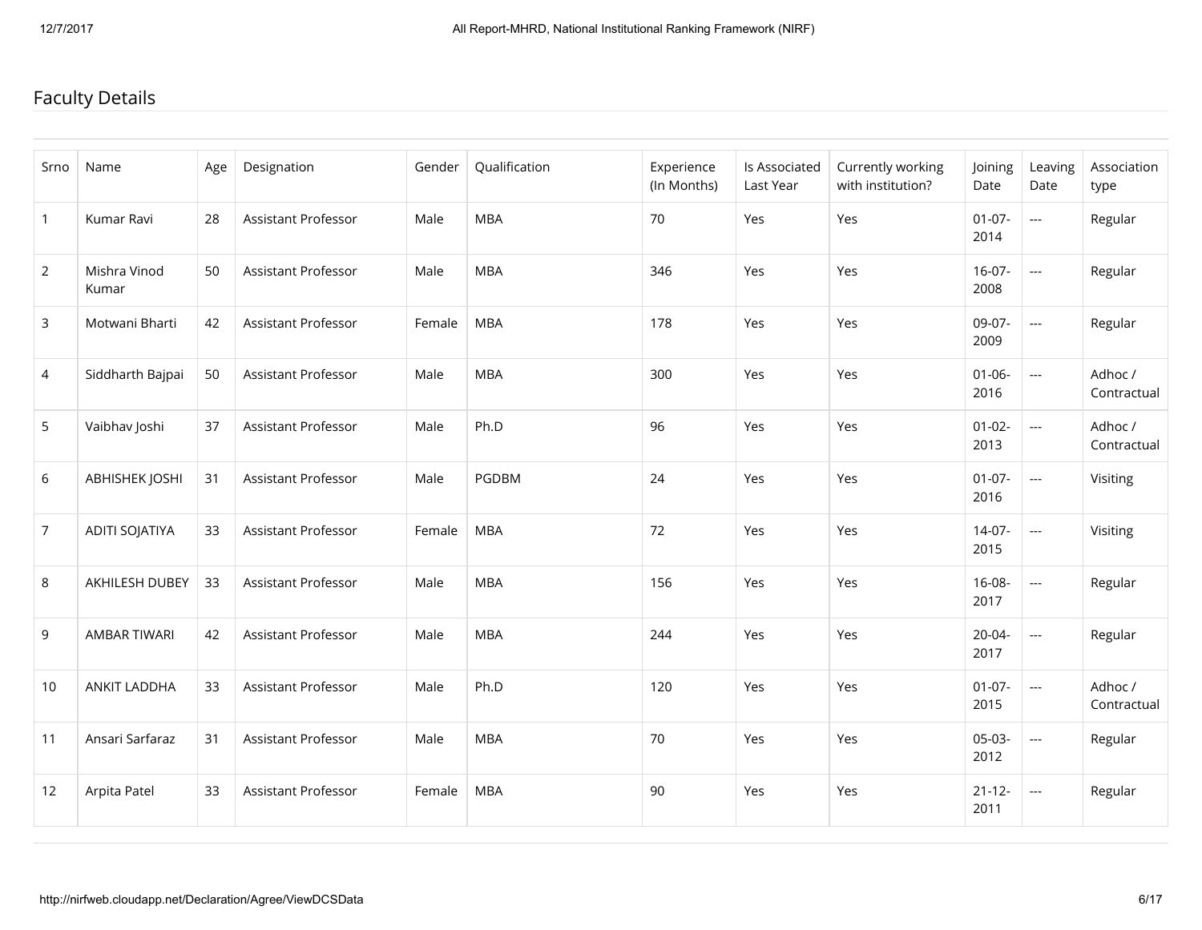## Faculty Details

| Srno | Name | Age | Designation | Gender | Qualification | Experience (In Months) | Is Associated Last Year | Currently working with institution? | Joining Date | Leaving Date | Association type |
|---|---|---|---|---|---|---|---|---|---|---|---|
| 1 | Kumar Ravi | 28 | Assistant Professor | Male | MBA | 70 | Yes | Yes | 01-07-2014 | --- | Regular |
| 2 | Mishra Vinod Kumar | 50 | Assistant Professor | Male | MBA | 346 | Yes | Yes | 16-07-2008 | --- | Regular |
| 3 | Motwani Bharti | 42 | Assistant Professor | Female | MBA | 178 | Yes | Yes | 09-07-2009 | --- | Regular |
| 4 | Siddharth Bajpai | 50 | Assistant Professor | Male | MBA | 300 | Yes | Yes | 01-06-2016 | --- | Adhoc / Contractual |
| 5 | Vaibhav Joshi | 37 | Assistant Professor | Male | Ph.D | 96 | Yes | Yes | 01-02-2013 | --- | Adhoc / Contractual |
| 6 | ABHISHEK JOSHI | 31 | Assistant Professor | Male | PGDBM | 24 | Yes | Yes | 01-07-2016 | --- | Visiting |
| 7 | ADITI SOJATIYA | 33 | Assistant Professor | Female | MBA | 72 | Yes | Yes | 14-07-2015 | --- | Visiting |
| 8 | AKHILESH DUBEY | 33 | Assistant Professor | Male | MBA | 156 | Yes | Yes | 16-08-2017 | --- | Regular |
| 9 | AMBAR TIWARI | 42 | Assistant Professor | Male | MBA | 244 | Yes | Yes | 20-04-2017 | --- | Regular |
| 10 | ANKIT LADDHA | 33 | Assistant Professor | Male | Ph.D | 120 | Yes | Yes | 01-07-2015 | --- | Adhoc / Contractual |
| 11 | Ansari Sarfaraz | 31 | Assistant Professor | Male | MBA | 70 | Yes | Yes | 05-03-2012 | --- | Regular |
| 12 | Arpita Patel | 33 | Assistant Professor | Female | MBA | 90 | Yes | Yes | 21-12-2011 | --- | Regular |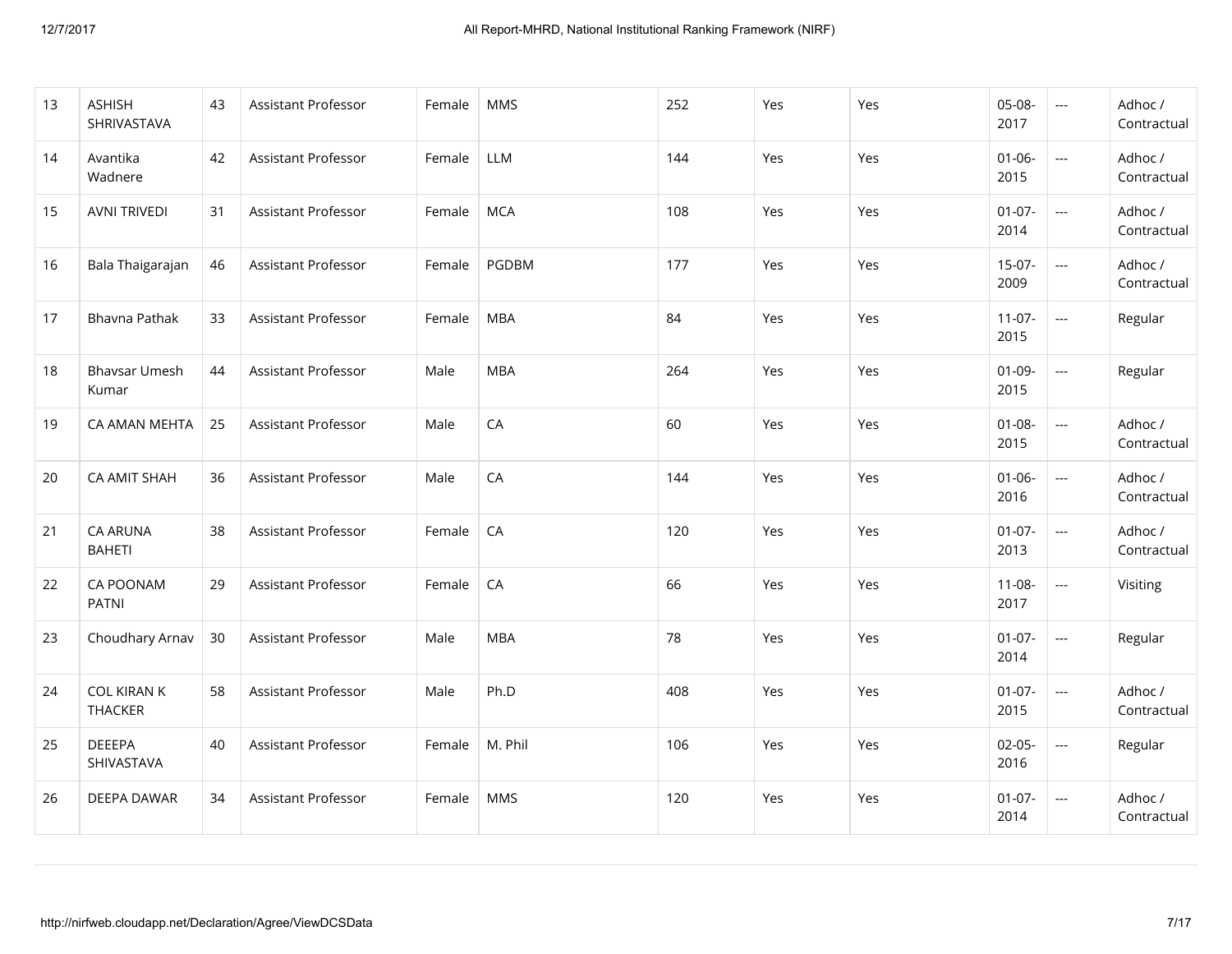| 13 | ASHISH SHRIVASTAVA | 43 | Assistant Professor | Female | MMS | 252 | Yes | Yes | 05-08-2017 | --- | Adhoc / Contractual |
|---|---|---|---|---|---|---|---|---|---|---|---|
| 14 | Avantika Wadnere | 42 | Assistant Professor | Female | LLM | 144 | Yes | Yes | 01-06-2015 | --- | Adhoc / Contractual |
| 15 | AVNI TRIVEDI | 31 | Assistant Professor | Female | MCA | 108 | Yes | Yes | 01-07-2014 | --- | Adhoc / Contractual |
| 16 | Bala Thaigarajan | 46 | Assistant Professor | Female | PGDBM | 177 | Yes | Yes | 15-07-2009 | --- | Adhoc / Contractual |
| 17 | Bhavna Pathak | 33 | Assistant Professor | Female | MBA | 84 | Yes | Yes | 11-07-2015 | --- | Regular |
| 18 | Bhavsar Umesh Kumar | 44 | Assistant Professor | Male | MBA | 264 | Yes | Yes | 01-09-2015 | --- | Regular |
| 19 | CA AMAN MEHTA | 25 | Assistant Professor | Male | CA | 60 | Yes | Yes | 01-08-2015 | --- | Adhoc / Contractual |
| 20 | CA AMIT SHAH | 36 | Assistant Professor | Male | CA | 144 | Yes | Yes | 01-06-2016 | --- | Adhoc / Contractual |
| 21 | CA ARUNA BAHETI | 38 | Assistant Professor | Female | CA | 120 | Yes | Yes | 01-07-2013 | --- | Adhoc / Contractual |
| 22 | CA POONAM PATNI | 29 | Assistant Professor | Female | CA | 66 | Yes | Yes | 11-08-2017 | --- | Visiting |
| 23 | Choudhary Arnav | 30 | Assistant Professor | Male | MBA | 78 | Yes | Yes | 01-07-2014 | --- | Regular |
| 24 | COL KIRAN K THACKER | 58 | Assistant Professor | Male | Ph.D | 408 | Yes | Yes | 01-07-2015 | --- | Adhoc / Contractual |
| 25 | DEEEPA SHIVASTAVA | 40 | Assistant Professor | Female | M. Phil | 106 | Yes | Yes | 02-05-2016 | --- | Regular |
| 26 | DEEPA DAWAR | 34 | Assistant Professor | Female | MMS | 120 | Yes | Yes | 01-07-2014 | --- | Adhoc / Contractual |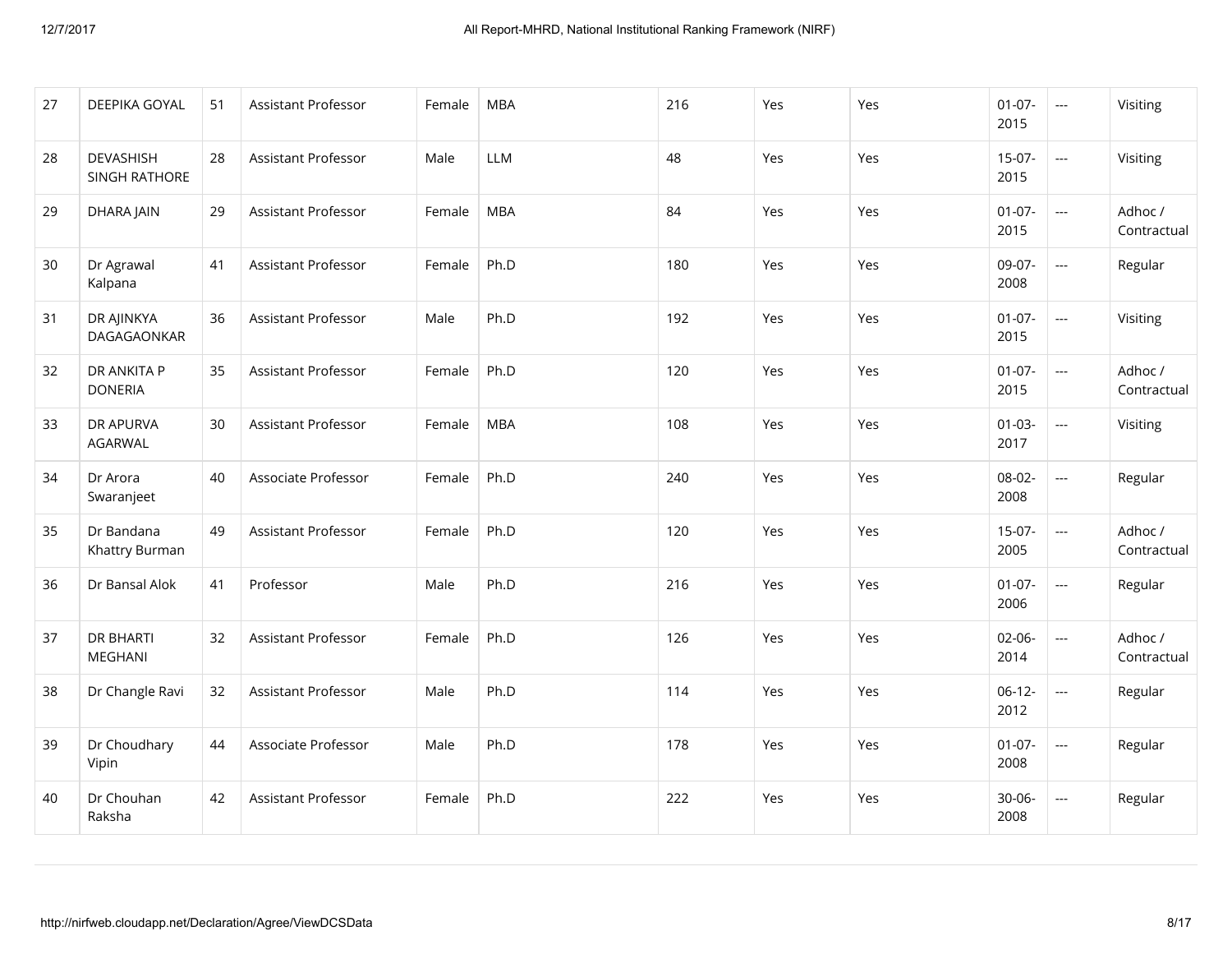| 27 | DEEPIKA GOYAL | 51 | Assistant Professor | Female | MBA | 216 | Yes | Yes | 01-07-2015 | --- | Visiting |
|---|---|---|---|---|---|---|---|---|---|---|---|
| 28 | DEVASHISH SINGH RATHORE | 28 | Assistant Professor | Male | LLM | 48 | Yes | Yes | 15-07-2015 | --- | Visiting |
| 29 | DHARA JAIN | 29 | Assistant Professor | Female | MBA | 84 | Yes | Yes | 01-07-2015 | --- | Adhoc / Contractual |
| 30 | Dr Agrawal Kalpana | 41 | Assistant Professor | Female | Ph.D | 180 | Yes | Yes | 09-07-2008 | --- | Regular |
| 31 | DR AJINKYA DAGAGAONKAR | 36 | Assistant Professor | Male | Ph.D | 192 | Yes | Yes | 01-07-2015 | --- | Visiting |
| 32 | DR ANKITA P DONERIA | 35 | Assistant Professor | Female | Ph.D | 120 | Yes | Yes | 01-07-2015 | --- | Adhoc / Contractual |
| 33 | DR APURVA AGARWAL | 30 | Assistant Professor | Female | MBA | 108 | Yes | Yes | 01-03-2017 | --- | Visiting |
| 34 | Dr Arora Swaranjeet | 40 | Associate Professor | Female | Ph.D | 240 | Yes | Yes | 08-02-2008 | --- | Regular |
| 35 | Dr Bandana Khattry Burman | 49 | Assistant Professor | Female | Ph.D | 120 | Yes | Yes | 15-07-2005 | --- | Adhoc / Contractual |
| 36 | Dr Bansal Alok | 41 | Professor | Male | Ph.D | 216 | Yes | Yes | 01-07-2006 | --- | Regular |
| 37 | DR BHARTI MEGHANI | 32 | Assistant Professor | Female | Ph.D | 126 | Yes | Yes | 02-06-2014 | --- | Adhoc / Contractual |
| 38 | Dr Changle Ravi | 32 | Assistant Professor | Male | Ph.D | 114 | Yes | Yes | 06-12-2012 | --- | Regular |
| 39 | Dr Choudhary Vipin | 44 | Associate Professor | Male | Ph.D | 178 | Yes | Yes | 01-07-2008 | --- | Regular |
| 40 | Dr Chouhan Raksha | 42 | Assistant Professor | Female | Ph.D | 222 | Yes | Yes | 30-06-2008 | --- | Regular |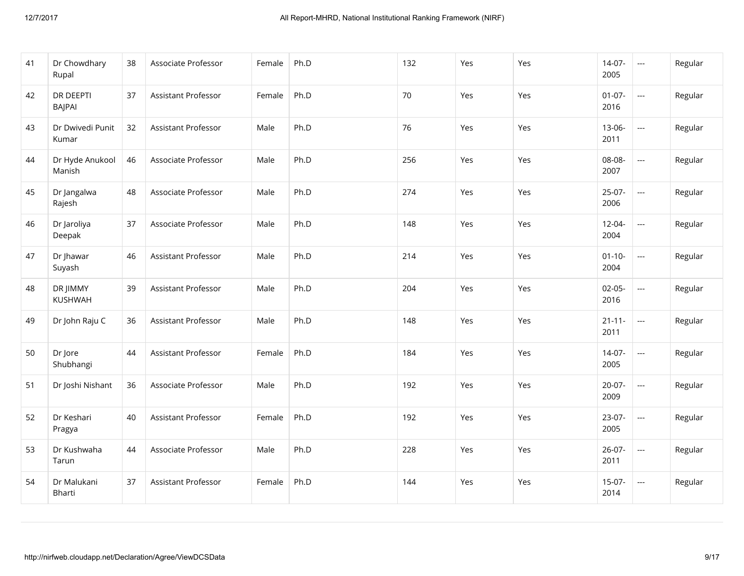| 41 | Dr Chowdhary Rupal | 38 | Associate Professor | Female | Ph.D | 132 | Yes | Yes | 14-07-2005 | --- | Regular |
|---|---|---|---|---|---|---|---|---|---|---|---|
| 42 | DR DEEPTI BAJPAI | 37 | Assistant Professor | Female | Ph.D | 70 | Yes | Yes | 01-07-2016 | --- | Regular |
| 43 | Dr Dwivedi Punit Kumar | 32 | Assistant Professor | Male | Ph.D | 76 | Yes | Yes | 13-06-2011 | --- | Regular |
| 44 | Dr Hyde Anukool Manish | 46 | Associate Professor | Male | Ph.D | 256 | Yes | Yes | 08-08-2007 | --- | Regular |
| 45 | Dr Jangalwa Rajesh | 48 | Associate Professor | Male | Ph.D | 274 | Yes | Yes | 25-07-2006 | --- | Regular |
| 46 | Dr Jaroliya Deepak | 37 | Associate Professor | Male | Ph.D | 148 | Yes | Yes | 12-04-2004 | --- | Regular |
| 47 | Dr Jhawar Suyash | 46 | Assistant Professor | Male | Ph.D | 214 | Yes | Yes | 01-10-2004 | --- | Regular |
| 48 | DR JIMMY KUSHWAH | 39 | Assistant Professor | Male | Ph.D | 204 | Yes | Yes | 02-05-2016 | --- | Regular |
| 49 | Dr John Raju C | 36 | Assistant Professor | Male | Ph.D | 148 | Yes | Yes | 21-11-2011 | --- | Regular |
| 50 | Dr Jore Shubhangi | 44 | Assistant Professor | Female | Ph.D | 184 | Yes | Yes | 14-07-2005 | --- | Regular |
| 51 | Dr Joshi Nishant | 36 | Associate Professor | Male | Ph.D | 192 | Yes | Yes | 20-07-2009 | --- | Regular |
| 52 | Dr Keshari Pragya | 40 | Assistant Professor | Female | Ph.D | 192 | Yes | Yes | 23-07-2005 | --- | Regular |
| 53 | Dr Kushwaha Tarun | 44 | Associate Professor | Male | Ph.D | 228 | Yes | Yes | 26-07-2011 | --- | Regular |
| 54 | Dr Malukani Bharti | 37 | Assistant Professor | Female | Ph.D | 144 | Yes | Yes | 15-07-2014 | --- | Regular |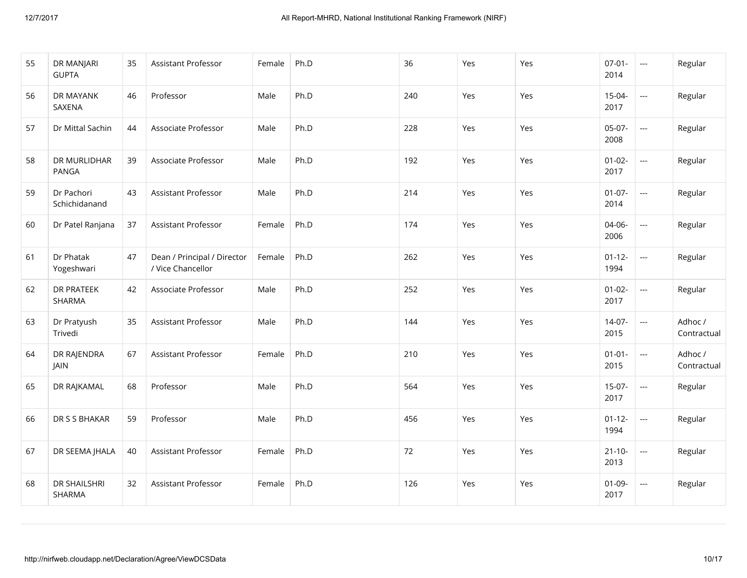| 55 | DR MANJARI GUPTA | 35 | Assistant Professor | Female | Ph.D | 36 | Yes | Yes | 07-01-2014 | --- | Regular |
|---|---|---|---|---|---|---|---|---|---|---|---|
| 56 | DR MAYANK SAXENA | 46 | Professor | Male | Ph.D | 240 | Yes | Yes | 15-04-2017 | --- | Regular |
| 57 | Dr Mittal Sachin | 44 | Associate Professor | Male | Ph.D | 228 | Yes | Yes | 05-07-2008 | --- | Regular |
| 58 | DR MURLIDHAR PANGA | 39 | Associate Professor | Male | Ph.D | 192 | Yes | Yes | 01-02-2017 | --- | Regular |
| 59 | Dr Pachori Schichidanand | 43 | Assistant Professor | Male | Ph.D | 214 | Yes | Yes | 01-07-2014 | --- | Regular |
| 60 | Dr Patel Ranjana | 37 | Assistant Professor | Female | Ph.D | 174 | Yes | Yes | 04-06-2006 | --- | Regular |
| 61 | Dr Phatak Yogeshwari | 47 | Dean / Principal / Director / Vice Chancellor | Female | Ph.D | 262 | Yes | Yes | 01-12-1994 | --- | Regular |
| 62 | DR PRATEEK SHARMA | 42 | Associate Professor | Male | Ph.D | 252 | Yes | Yes | 01-02-2017 | --- | Regular |
| 63 | Dr Pratyush Trivedi | 35 | Assistant Professor | Male | Ph.D | 144 | Yes | Yes | 14-07-2015 | --- | Adhoc / Contractual |
| 64 | DR RAJENDRA JAIN | 67 | Assistant Professor | Female | Ph.D | 210 | Yes | Yes | 01-01-2015 | --- | Adhoc / Contractual |
| 65 | DR RAJKAMAL | 68 | Professor | Male | Ph.D | 564 | Yes | Yes | 15-07-2017 | --- | Regular |
| 66 | DR S S BHAKAR | 59 | Professor | Male | Ph.D | 456 | Yes | Yes | 01-12-1994 | --- | Regular |
| 67 | DR SEEMA JHALA | 40 | Assistant Professor | Female | Ph.D | 72 | Yes | Yes | 21-10-2013 | --- | Regular |
| 68 | DR SHAILSHRI SHARMA | 32 | Assistant Professor | Female | Ph.D | 126 | Yes | Yes | 01-09-2017 | --- | Regular |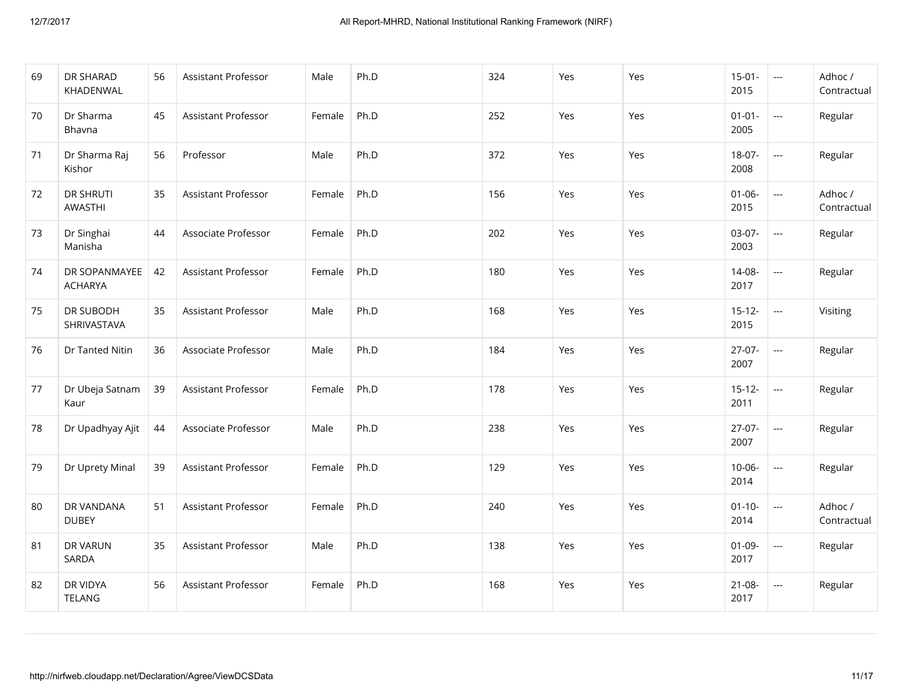| 69 | DR SHARAD KHADENWAL | 56 | Assistant Professor | Male | Ph.D | 324 | Yes | Yes | 15-01-2015 | --- | Adhoc / Contractual |
|---|---|---|---|---|---|---|---|---|---|---|---|
| 70 | Dr Sharma Bhavna | 45 | Assistant Professor | Female | Ph.D | 252 | Yes | Yes | 01-01-2005 | --- | Regular |
| 71 | Dr Sharma Raj Kishor | 56 | Professor | Male | Ph.D | 372 | Yes | Yes | 18-07-2008 | --- | Regular |
| 72 | DR SHRUTI AWASTHI | 35 | Assistant Professor | Female | Ph.D | 156 | Yes | Yes | 01-06-2015 | --- | Adhoc / Contractual |
| 73 | Dr Singhai Manisha | 44 | Associate Professor | Female | Ph.D | 202 | Yes | Yes | 03-07-2003 | --- | Regular |
| 74 | DR SOPANMAYEE ACHARYA | 42 | Assistant Professor | Female | Ph.D | 180 | Yes | Yes | 14-08-2017 | --- | Regular |
| 75 | DR SUBODH SHRIVASTAVA | 35 | Assistant Professor | Male | Ph.D | 168 | Yes | Yes | 15-12-2015 | --- | Visiting |
| 76 | Dr Tanted Nitin | 36 | Associate Professor | Male | Ph.D | 184 | Yes | Yes | 27-07-2007 | --- | Regular |
| 77 | Dr Ubeja Satnam Kaur | 39 | Assistant Professor | Female | Ph.D | 178 | Yes | Yes | 15-12-2011 | --- | Regular |
| 78 | Dr Upadhyay Ajit | 44 | Associate Professor | Male | Ph.D | 238 | Yes | Yes | 27-07-2007 | --- | Regular |
| 79 | Dr Uprety Minal | 39 | Assistant Professor | Female | Ph.D | 129 | Yes | Yes | 10-06-2014 | --- | Regular |
| 80 | DR VANDANA DUBEY | 51 | Assistant Professor | Female | Ph.D | 240 | Yes | Yes | 01-10-2014 | --- | Adhoc / Contractual |
| 81 | DR VARUN SARDA | 35 | Assistant Professor | Male | Ph.D | 138 | Yes | Yes | 01-09-2017 | --- | Regular |
| 82 | DR VIDYA TELANG | 56 | Assistant Professor | Female | Ph.D | 168 | Yes | Yes | 21-08-2017 | --- | Regular |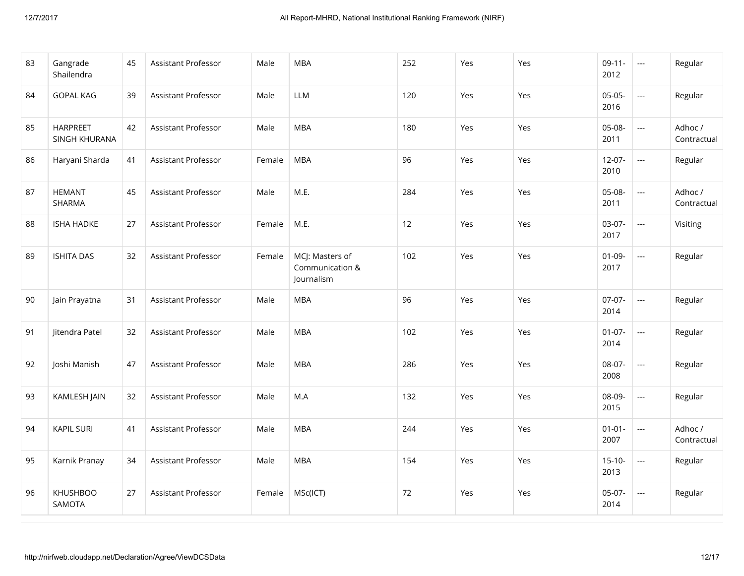| | | | | | | | | | | | |
|---|---|---|---|---|---|---|---|---|---|---|---|
| 83 | Gangrade Shailendra | 45 | Assistant Professor | Male | MBA | 252 | Yes | Yes | 09-11-2012 | --- | Regular |
| 84 | GOPAL KAG | 39 | Assistant Professor | Male | LLM | 120 | Yes | Yes | 05-05-2016 | --- | Regular |
| 85 | HARPREET SINGH KHURANA | 42 | Assistant Professor | Male | MBA | 180 | Yes | Yes | 05-08-2011 | --- | Adhoc / Contractual |
| 86 | Haryani Sharda | 41 | Assistant Professor | Female | MBA | 96 | Yes | Yes | 12-07-2010 | --- | Regular |
| 87 | HEMANT SHARMA | 45 | Assistant Professor | Male | M.E. | 284 | Yes | Yes | 05-08-2011 | --- | Adhoc / Contractual |
| 88 | ISHA HADKE | 27 | Assistant Professor | Female | M.E. | 12 | Yes | Yes | 03-07-2017 | --- | Visiting |
| 89 | ISHITA DAS | 32 | Assistant Professor | Female | MCJ: Masters of Communication & Journalism | 102 | Yes | Yes | 01-09-2017 | --- | Regular |
| 90 | Jain Prayatna | 31 | Assistant Professor | Male | MBA | 96 | Yes | Yes | 07-07-2014 | --- | Regular |
| 91 | Jitendra Patel | 32 | Assistant Professor | Male | MBA | 102 | Yes | Yes | 01-07-2014 | --- | Regular |
| 92 | Joshi Manish | 47 | Assistant Professor | Male | MBA | 286 | Yes | Yes | 08-07-2008 | --- | Regular |
| 93 | KAMLESH JAIN | 32 | Assistant Professor | Male | M.A | 132 | Yes | Yes | 08-09-2015 | --- | Regular |
| 94 | KAPIL SURI | 41 | Assistant Professor | Male | MBA | 244 | Yes | Yes | 01-01-2007 | --- | Adhoc / Contractual |
| 95 | Karnik Pranay | 34 | Assistant Professor | Male | MBA | 154 | Yes | Yes | 15-10-2013 | --- | Regular |
| 96 | KHUSHBOO SAMOTA | 27 | Assistant Professor | Female | MSc(ICT) | 72 | Yes | Yes | 05-07-2014 | --- | Regular |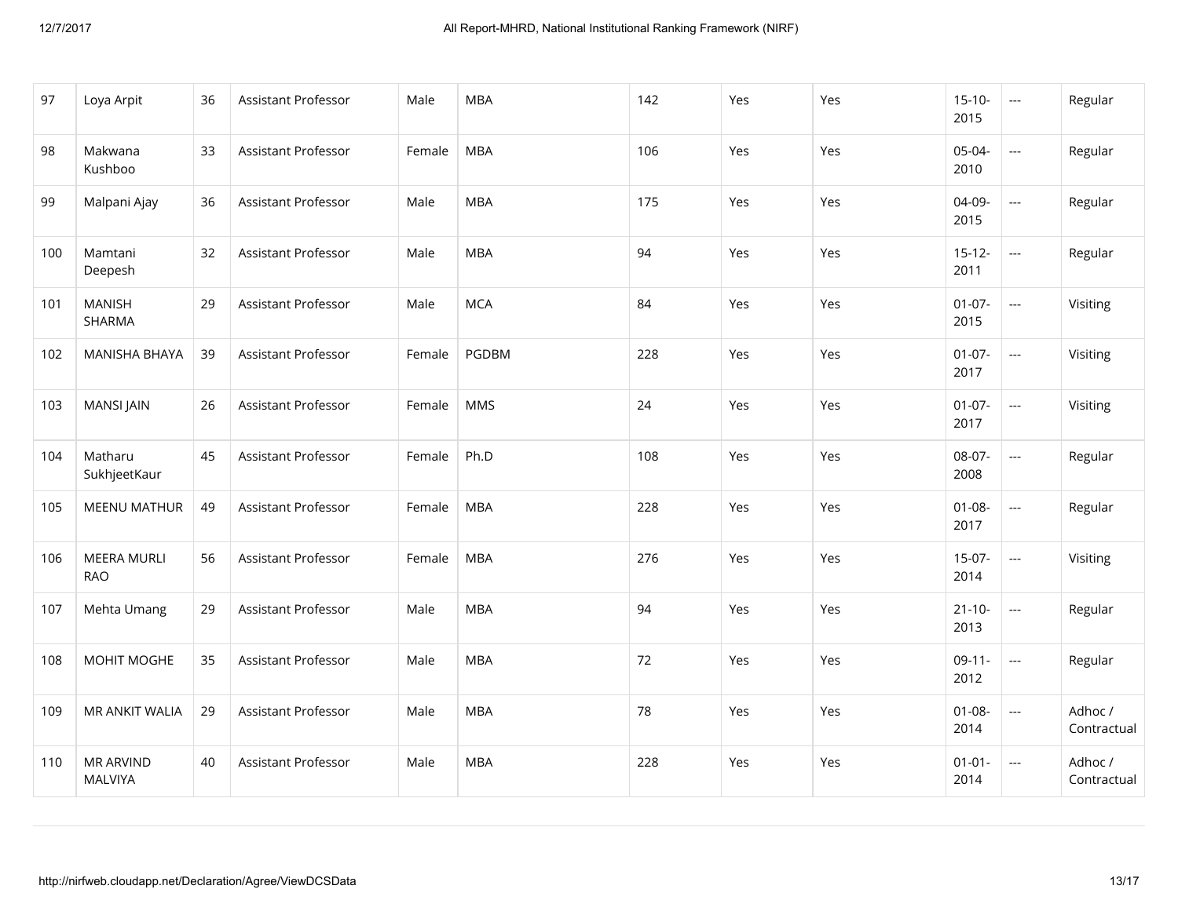| 97 | Loya Arpit | 36 | Assistant Professor | Male | MBA | 142 | Yes | Yes | 15-10-2015 | --- | Regular |
|---|---|---|---|---|---|---|---|---|---|---|---|
| 98 | Makwana Kushboo | 33 | Assistant Professor | Female | MBA | 106 | Yes | Yes | 05-04-2010 | --- | Regular |
| 99 | Malpani Ajay | 36 | Assistant Professor | Male | MBA | 175 | Yes | Yes | 04-09-2015 | --- | Regular |
| 100 | Mamtani Deepesh | 32 | Assistant Professor | Male | MBA | 94 | Yes | Yes | 15-12-2011 | --- | Regular |
| 101 | MANISH SHARMA | 29 | Assistant Professor | Male | MCA | 84 | Yes | Yes | 01-07-2015 | --- | Visiting |
| 102 | MANISHA BHAYA | 39 | Assistant Professor | Female | PGDBM | 228 | Yes | Yes | 01-07-2017 | --- | Visiting |
| 103 | MANSI JAIN | 26 | Assistant Professor | Female | MMS | 24 | Yes | Yes | 01-07-2017 | --- | Visiting |
| 104 | Matharu SukhjeetKaur | 45 | Assistant Professor | Female | Ph.D | 108 | Yes | Yes | 08-07-2008 | --- | Regular |
| 105 | MEENU MATHUR | 49 | Assistant Professor | Female | MBA | 228 | Yes | Yes | 01-08-2017 | --- | Regular |
| 106 | MEERA MURLI RAO | 56 | Assistant Professor | Female | MBA | 276 | Yes | Yes | 15-07-2014 | --- | Visiting |
| 107 | Mehta Umang | 29 | Assistant Professor | Male | MBA | 94 | Yes | Yes | 21-10-2013 | --- | Regular |
| 108 | MOHIT MOGHE | 35 | Assistant Professor | Male | MBA | 72 | Yes | Yes | 09-11-2012 | --- | Regular |
| 109 | MR ANKIT WALIA | 29 | Assistant Professor | Male | MBA | 78 | Yes | Yes | 01-08-2014 | --- | Adhoc / Contractual |
| 110 | MR ARVIND MALVIYA | 40 | Assistant Professor | Male | MBA | 228 | Yes | Yes | 01-01-2014 | --- | Adhoc / Contractual |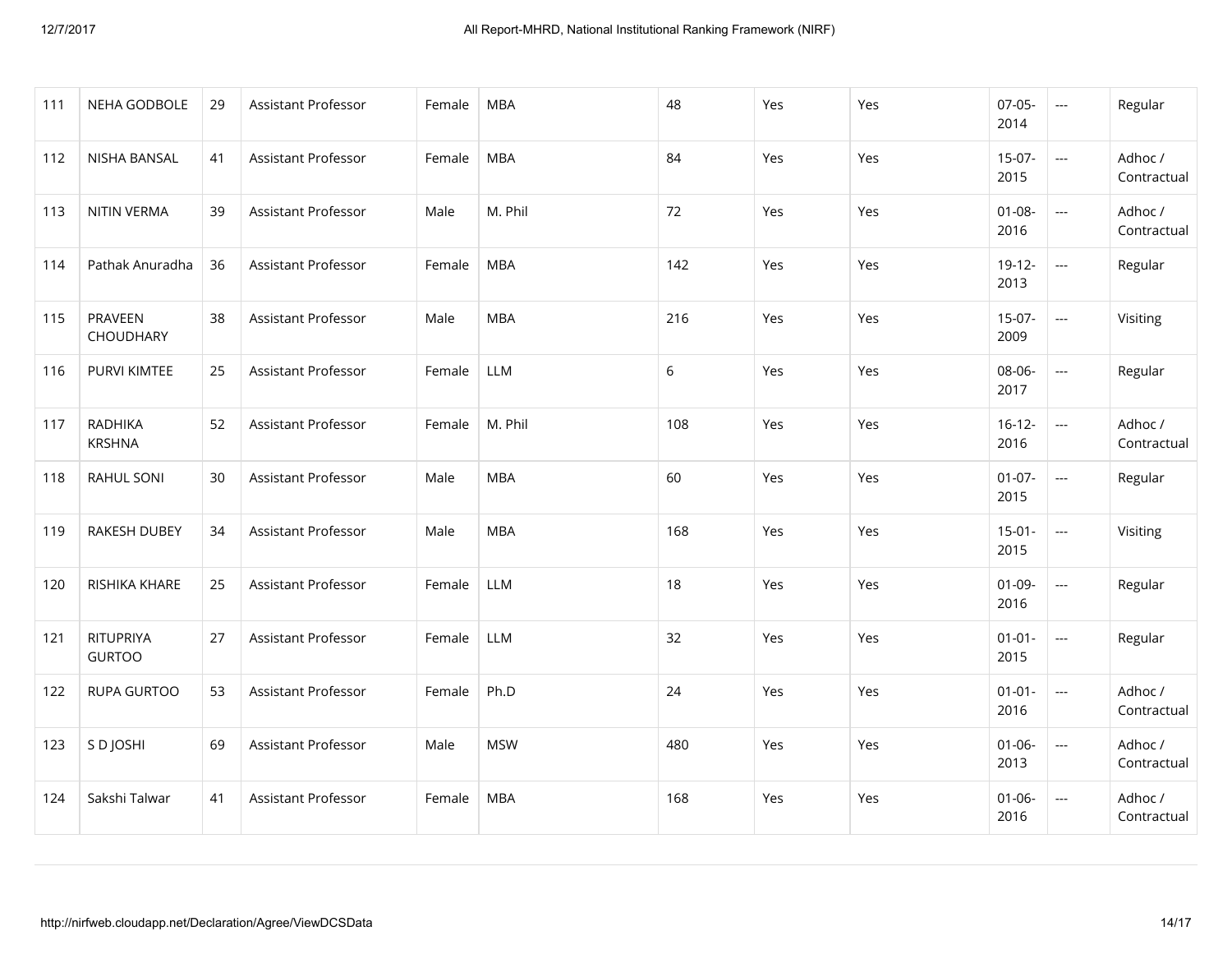| 111 | NEHA GODBOLE | 29 | Assistant Professor | Female | MBA | 48 | Yes | Yes | 07-05-2014 | --- | Regular |
|---|---|---|---|---|---|---|---|---|---|---|---|
| 112 | NISHA BANSAL | 41 | Assistant Professor | Female | MBA | 84 | Yes | Yes | 15-07-2015 | --- | Adhoc / Contractual |
| 113 | NITIN VERMA | 39 | Assistant Professor | Male | M. Phil | 72 | Yes | Yes | 01-08-2016 | --- | Adhoc / Contractual |
| 114 | Pathak Anuradha | 36 | Assistant Professor | Female | MBA | 142 | Yes | Yes | 19-12-2013 | --- | Regular |
| 115 | PRAVEEN CHOUDHARY | 38 | Assistant Professor | Male | MBA | 216 | Yes | Yes | 15-07-2009 | --- | Visiting |
| 116 | PURVI KIMTEE | 25 | Assistant Professor | Female | LLM | 6 | Yes | Yes | 08-06-2017 | --- | Regular |
| 117 | RADHIKA KRSHNA | 52 | Assistant Professor | Female | M. Phil | 108 | Yes | Yes | 16-12-2016 | --- | Adhoc / Contractual |
| 118 | RAHUL SONI | 30 | Assistant Professor | Male | MBA | 60 | Yes | Yes | 01-07-2015 | --- | Regular |
| 119 | RAKESH DUBEY | 34 | Assistant Professor | Male | MBA | 168 | Yes | Yes | 15-01-2015 | --- | Visiting |
| 120 | RISHIKA KHARE | 25 | Assistant Professor | Female | LLM | 18 | Yes | Yes | 01-09-2016 | --- | Regular |
| 121 | RITUPRIYA GURTOO | 27 | Assistant Professor | Female | LLM | 32 | Yes | Yes | 01-01-2015 | --- | Regular |
| 122 | RUPA GURTOO | 53 | Assistant Professor | Female | Ph.D | 24 | Yes | Yes | 01-01-2016 | --- | Adhoc / Contractual |
| 123 | S D JOSHI | 69 | Assistant Professor | Male | MSW | 480 | Yes | Yes | 01-06-2013 | --- | Adhoc / Contractual |
| 124 | Sakshi Talwar | 41 | Assistant Professor | Female | MBA | 168 | Yes | Yes | 01-06-2016 | --- | Adhoc / Contractual |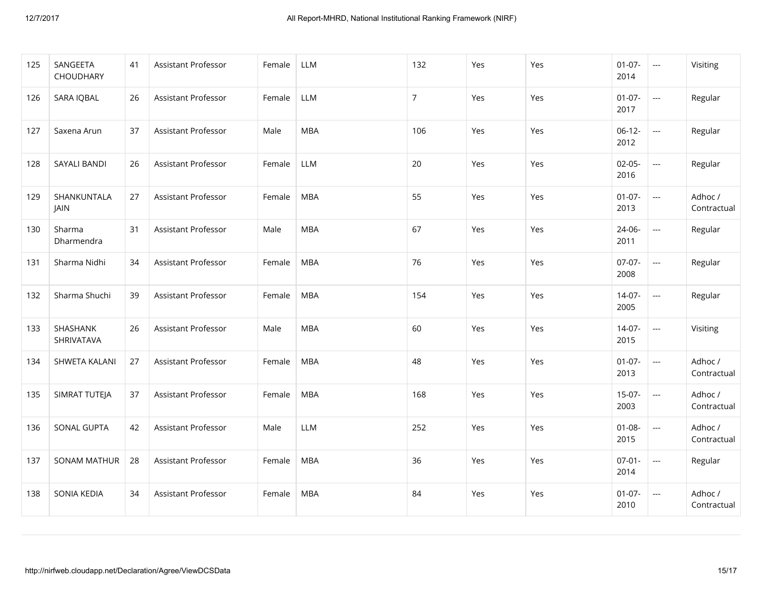| 125 | SANGEETA CHOUDHARY | 41 | Assistant Professor | Female | LLM | 132 | Yes | Yes | 01-07-2014 | --- | Visiting |
|---|---|---|---|---|---|---|---|---|---|---|---|
| 126 | SARA IQBAL | 26 | Assistant Professor | Female | LLM | 7 | Yes | Yes | 01-07-2017 | --- | Regular |
| 127 | Saxena Arun | 37 | Assistant Professor | Male | MBA | 106 | Yes | Yes | 06-12-2012 | --- | Regular |
| 128 | SAYALI BANDI | 26 | Assistant Professor | Female | LLM | 20 | Yes | Yes | 02-05-2016 | --- | Regular |
| 129 | SHANKUNTALA JAIN | 27 | Assistant Professor | Female | MBA | 55 | Yes | Yes | 01-07-2013 | --- | Adhoc / Contractual |
| 130 | Sharma Dharmendra | 31 | Assistant Professor | Male | MBA | 67 | Yes | Yes | 24-06-2011 | --- | Regular |
| 131 | Sharma Nidhi | 34 | Assistant Professor | Female | MBA | 76 | Yes | Yes | 07-07-2008 | --- | Regular |
| 132 | Sharma Shuchi | 39 | Assistant Professor | Female | MBA | 154 | Yes | Yes | 14-07-2005 | --- | Regular |
| 133 | SHASHANK SHRIVATAVA | 26 | Assistant Professor | Male | MBA | 60 | Yes | Yes | 14-07-2015 | --- | Visiting |
| 134 | SHWETA KALANI | 27 | Assistant Professor | Female | MBA | 48 | Yes | Yes | 01-07-2013 | --- | Adhoc / Contractual |
| 135 | SIMRAT TUTEJA | 37 | Assistant Professor | Female | MBA | 168 | Yes | Yes | 15-07-2003 | --- | Adhoc / Contractual |
| 136 | SONAL GUPTA | 42 | Assistant Professor | Male | LLM | 252 | Yes | Yes | 01-08-2015 | --- | Adhoc / Contractual |
| 137 | SONAM MATHUR | 28 | Assistant Professor | Female | MBA | 36 | Yes | Yes | 07-01-2014 | --- | Regular |
| 138 | SONIA KEDIA | 34 | Assistant Professor | Female | MBA | 84 | Yes | Yes | 01-07-2010 | --- | Adhoc / Contractual |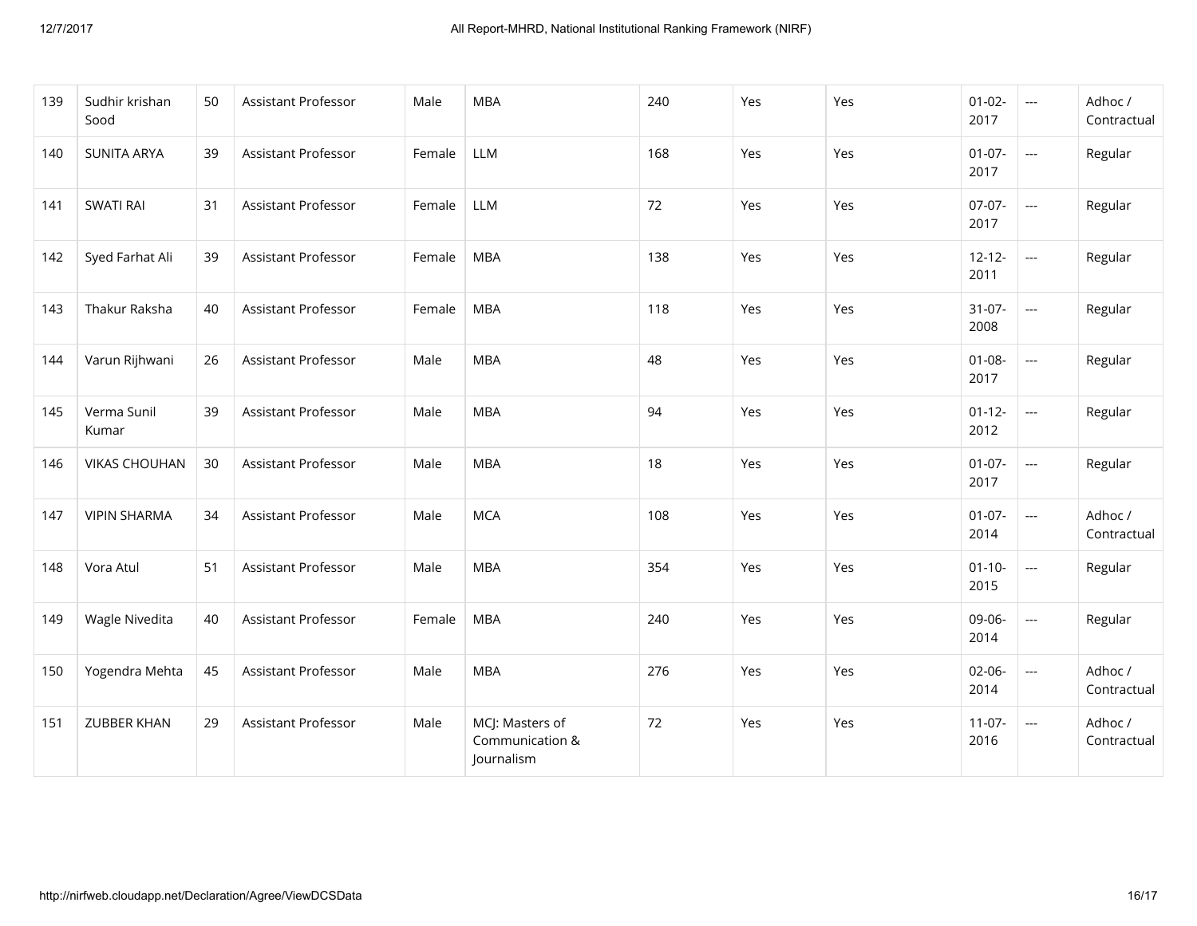| | | | | | | | | | | | |
|---|---|---|---|---|---|---|---|---|---|---|---|
| 139 | Sudhir krishan Sood | 50 | Assistant Professor | Male | MBA | 240 | Yes | Yes | 01-02-2017 | --- | Adhoc / Contractual |
| 140 | SUNITA ARYA | 39 | Assistant Professor | Female | LLM | 168 | Yes | Yes | 01-07-2017 | --- | Regular |
| 141 | SWATI RAI | 31 | Assistant Professor | Female | LLM | 72 | Yes | Yes | 07-07-2017 | --- | Regular |
| 142 | Syed Farhat Ali | 39 | Assistant Professor | Female | MBA | 138 | Yes | Yes | 12-12-2011 | --- | Regular |
| 143 | Thakur Raksha | 40 | Assistant Professor | Female | MBA | 118 | Yes | Yes | 31-07-2008 | --- | Regular |
| 144 | Varun Rijhwani | 26 | Assistant Professor | Male | MBA | 48 | Yes | Yes | 01-08-2017 | --- | Regular |
| 145 | Verma Sunil Kumar | 39 | Assistant Professor | Male | MBA | 94 | Yes | Yes | 01-12-2012 | --- | Regular |
| 146 | VIKAS CHOUHAN | 30 | Assistant Professor | Male | MBA | 18 | Yes | Yes | 01-07-2017 | --- | Regular |
| 147 | VIPIN SHARMA | 34 | Assistant Professor | Male | MCA | 108 | Yes | Yes | 01-07-2014 | --- | Adhoc / Contractual |
| 148 | Vora Atul | 51 | Assistant Professor | Male | MBA | 354 | Yes | Yes | 01-10-2015 | --- | Regular |
| 149 | Wagle Nivedita | 40 | Assistant Professor | Female | MBA | 240 | Yes | Yes | 09-06-2014 | --- | Regular |
| 150 | Yogendra Mehta | 45 | Assistant Professor | Male | MBA | 276 | Yes | Yes | 02-06-2014 | --- | Adhoc / Contractual |
| 151 | ZUBBER KHAN | 29 | Assistant Professor | Male | MCJ: Masters of Communication & Journalism | 72 | Yes | Yes | 11-07-2016 | --- | Adhoc / Contractual |